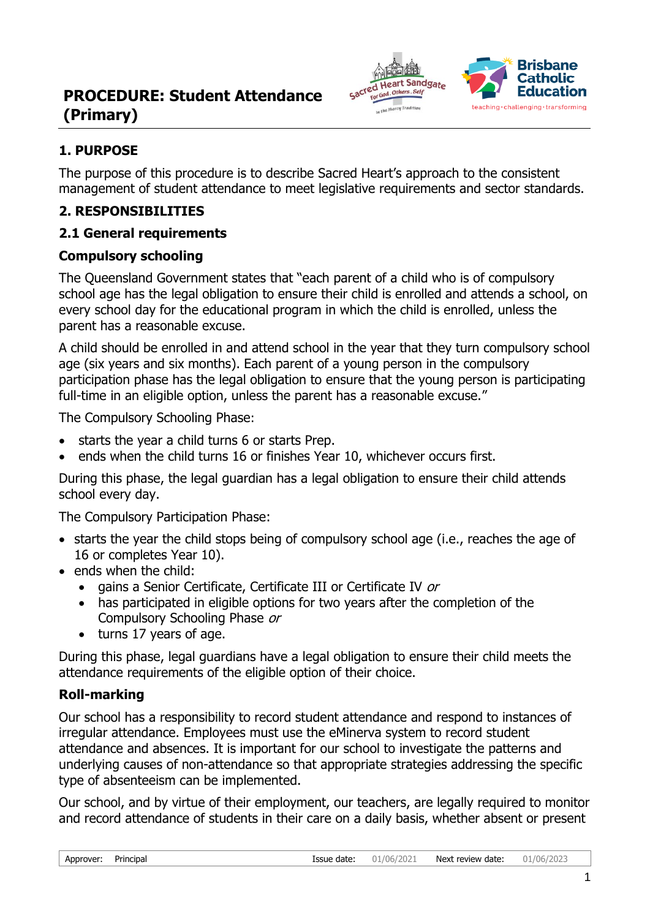# PROCEDURE: Student Attendance (Primary)

## 1. PURPOSE

The purpose of this procedure is to describe Sacred Heart's approach to the consistent management of student attendance to meet legislative requirements and sector standards.

## 2. RESPONSIBILITIES

### 2.1 General requirements

#### Compulsory schooling

The Queensland Government states that "each parent of a child who is of compulsory school age has the legal obligation to ensure their child is enrolled and attends a school, on every school day for the educational program in which the child is enrolled, unless the parent has a reasonable excuse.

A child should be enrolled in and attend school in the year that they turn compulsory school age (six years and six months). Each parent of a young person in the compulsory participation phase has the legal obligation to ensure that the young person is participating full-time in an eligible option, unless the parent has a reasonable excuse."

The Compulsory Schooling Phase:

- starts the year a child turns 6 or starts Prep.
- ends when the child turns 16 or finishes Year 10, whichever occurs first.

During this phase, the legal guardian has a legal obligation to ensure their child attends school every day.

The Compulsory Participation Phase:

- starts the year the child stops being of compulsory school age (i.e., reaches the age of 16 or completes Year 10).
- ends when the child:
  - gains a Senior Certificate, Certificate III or Certificate IV *or*
  - has participated in eligible options for two years after the completion of the Compulsory Schooling Phase *or*
  - turns 17 years of age.

During this phase, legal guardians have a legal obligation to ensure their child meets the attendance requirements of the eligible option of their choice.

#### Roll-marking

Our school has a responsibility to record student attendance and respond to instances of irregular attendance. Employees must use the eMinerva system to record student attendance and absences. It is important for our school to investigate the patterns and underlying causes of non-attendance so that appropriate strategies addressing the specific type of absenteeism can be implemented.

Our school, and by virtue of their employment, our teachers, are legally required to monitor and record attendance of students in their care on a daily basis, whether absent or present

| Approver: | Principal | Issue date: | 01/06/2021 | Next review date: | 01/06/2023 |
|---|---|---|---|---|---|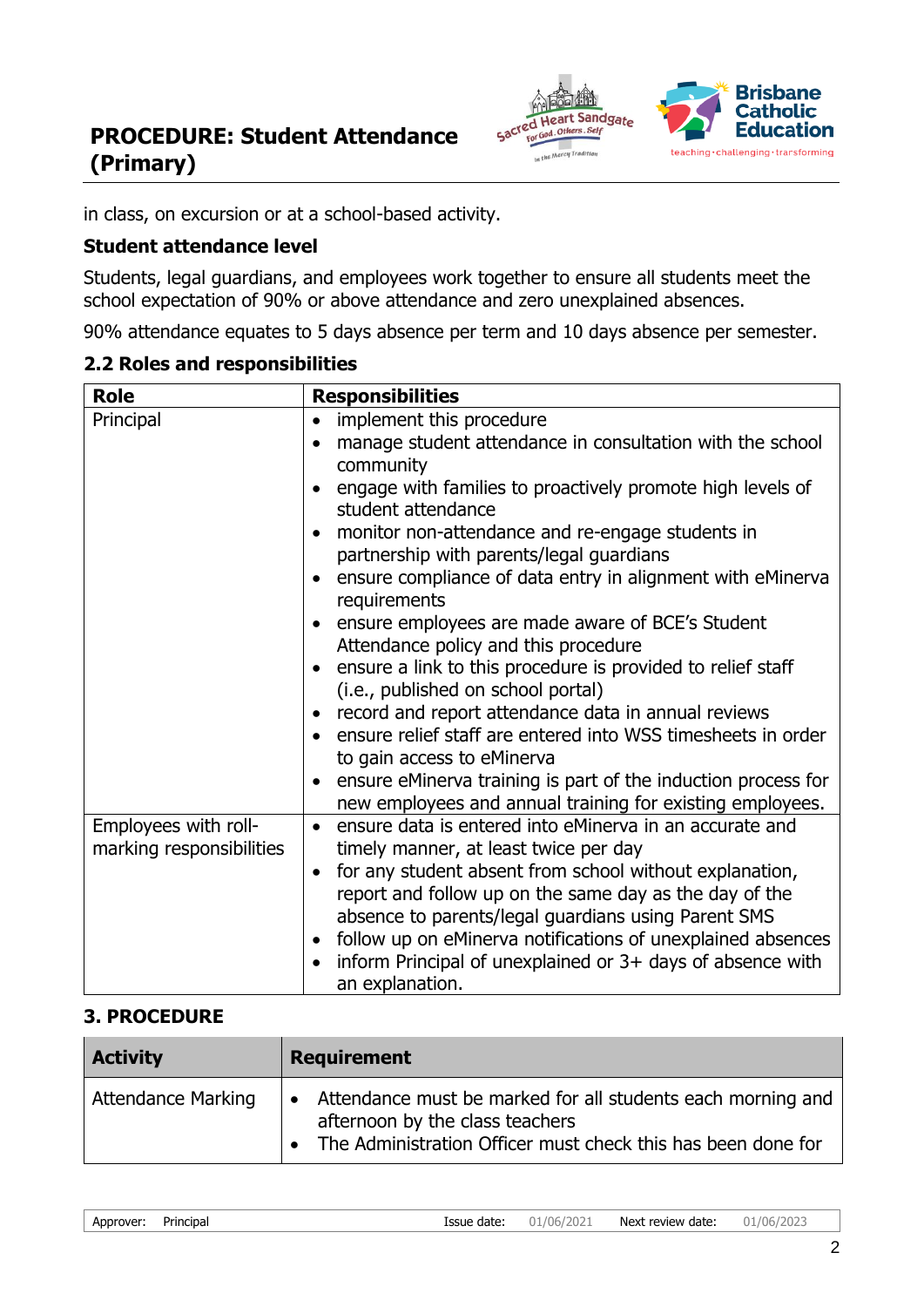in class, on excursion or at a school-based activity.

**Student attendance level**

Students, legal guardians, and employees work together to ensure all students meet the school expectation of 90% or above attendance and zero unexplained absences.

90% attendance equates to 5 days absence per term and 10 days absence per semester.

### 2.2 Roles and responsibilities

| Role | Responsibilities |
|---|---|
| Principal | • implement this procedure<br>• manage student attendance in consultation with the school community<br>• engage with families to proactively promote high levels of student attendance<br>• monitor non-attendance and re-engage students in partnership with parents/legal guardians<br>• ensure compliance of data entry in alignment with eMinerva requirements<br>• ensure employees are made aware of BCE's Student Attendance policy and this procedure<br>• ensure a link to this procedure is provided to relief staff (i.e., published on school portal)<br>• record and report attendance data in annual reviews<br>• ensure relief staff are entered into WSS timesheets in order to gain access to eMinerva<br>• ensure eMinerva training is part of the induction process for new employees and annual training for existing employees. |
| Employees with roll-marking responsibilities | • ensure data is entered into eMinerva in an accurate and timely manner, at least twice per day<br>• for any student absent from school without explanation, report and follow up on the same day as the day of the absence to parents/legal guardians using Parent SMS<br>• follow up on eMinerva notifications of unexplained absences<br>• inform Principal of unexplained or 3+ days of absence with an explanation. |

## 3. PROCEDURE

| Activity | Requirement |
|---|---|
| Attendance Marking | • Attendance must be marked for all students each morning and afternoon by the class teachers<br>• The Administration Officer must check this has been done for |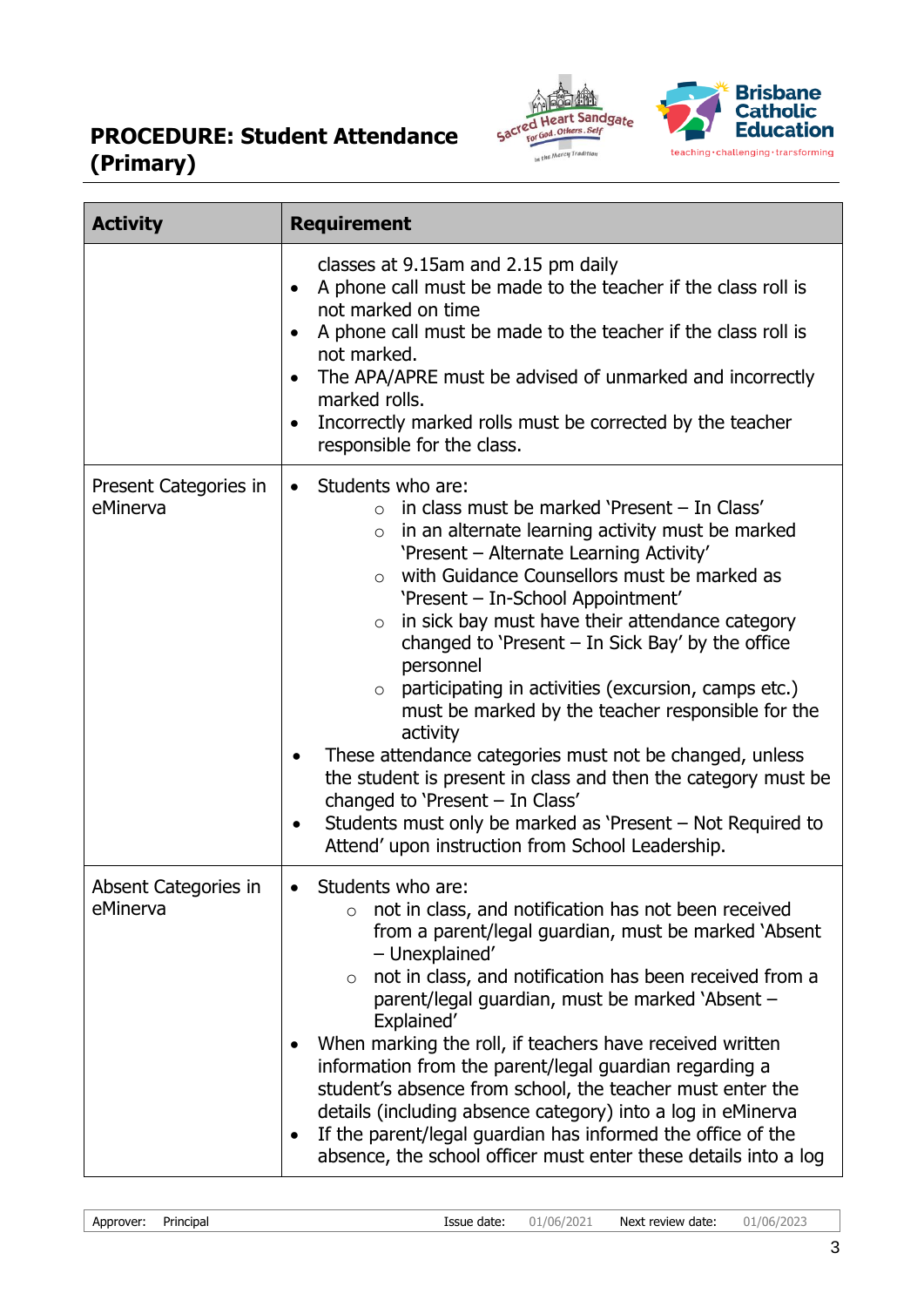| Activity | Requirement |
|---|---|
| | classes at 9.15am and 2.15 pm daily<br>• A phone call must be made to the teacher if the class roll is not marked on time<br>• A phone call must be made to the teacher if the class roll is not marked.<br>• The APA/APRE must be advised of unmarked and incorrectly marked rolls.<br>• Incorrectly marked rolls must be corrected by the teacher responsible for the class. |
| Present Categories in eMinerva | • Students who are:<br>  ○ in class must be marked 'Present – In Class'<br>  ○ in an alternate learning activity must be marked 'Present – Alternate Learning Activity'<br>  ○ with Guidance Counsellors must be marked as 'Present – In-School Appointment'<br>  ○ in sick bay must have their attendance category changed to 'Present – In Sick Bay' by the office personnel<br>  ○ participating in activities (excursion, camps etc.) must be marked by the teacher responsible for the activity<br>• These attendance categories must not be changed, unless the student is present in class and then the category must be changed to 'Present – In Class'<br>• Students must only be marked as 'Present – Not Required to Attend' upon instruction from School Leadership. |
| Absent Categories in eMinerva | • Students who are:<br>  ○ not in class, and notification has not been received from a parent/legal guardian, must be marked 'Absent – Unexplained'<br>  ○ not in class, and notification has been received from a parent/legal guardian, must be marked 'Absent – Explained'<br>• When marking the roll, if teachers have received written information from the parent/legal guardian regarding a student's absence from school, the teacher must enter the details (including absence category) into a log in eMinerva<br>• If the parent/legal guardian has informed the office of the absence, the school officer must enter these details into a log |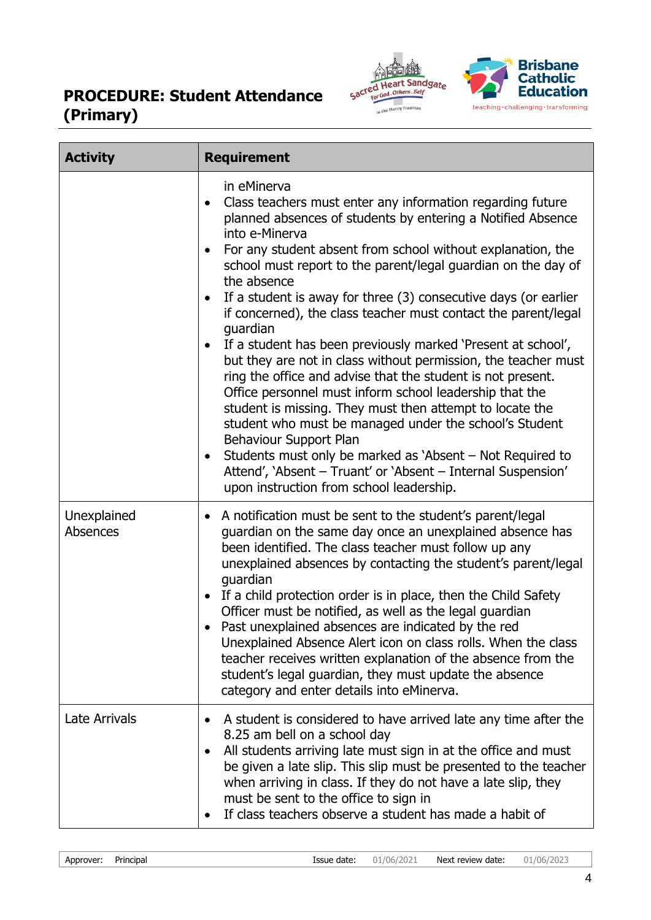| Activity | Requirement |
|---|---|
| | in eMinerva<br>• Class teachers must enter any information regarding future planned absences of students by entering a Notified Absence into e-Minerva<br>• For any student absent from school without explanation, the school must report to the parent/legal guardian on the day of the absence<br>• If a student is away for three (3) consecutive days (or earlier if concerned), the class teacher must contact the parent/legal guardian<br>• If a student has been previously marked 'Present at school', but they are not in class without permission, the teacher must ring the office and advise that the student is not present. Office personnel must inform school leadership that the student is missing. They must then attempt to locate the student who must be managed under the school's Student Behaviour Support Plan<br>• Students must only be marked as 'Absent – Not Required to Attend', 'Absent – Truant' or 'Absent – Internal Suspension' upon instruction from school leadership. |
| Unexplained Absences | • A notification must be sent to the student's parent/legal guardian on the same day once an unexplained absence has been identified. The class teacher must follow up any unexplained absences by contacting the student's parent/legal guardian<br>• If a child protection order is in place, then the Child Safety Officer must be notified, as well as the legal guardian<br>• Past unexplained absences are indicated by the red Unexplained Absence Alert icon on class rolls. When the class teacher receives written explanation of the absence from the student's legal guardian, they must update the absence category and enter details into eMinerva. |
| Late Arrivals | • A student is considered to have arrived late any time after the 8.25 am bell on a school day<br>• All students arriving late must sign in at the office and must be given a late slip. This slip must be presented to the teacher when arriving in class. If they do not have a late slip, they must be sent to the office to sign in<br>• If class teachers observe a student has made a habit of |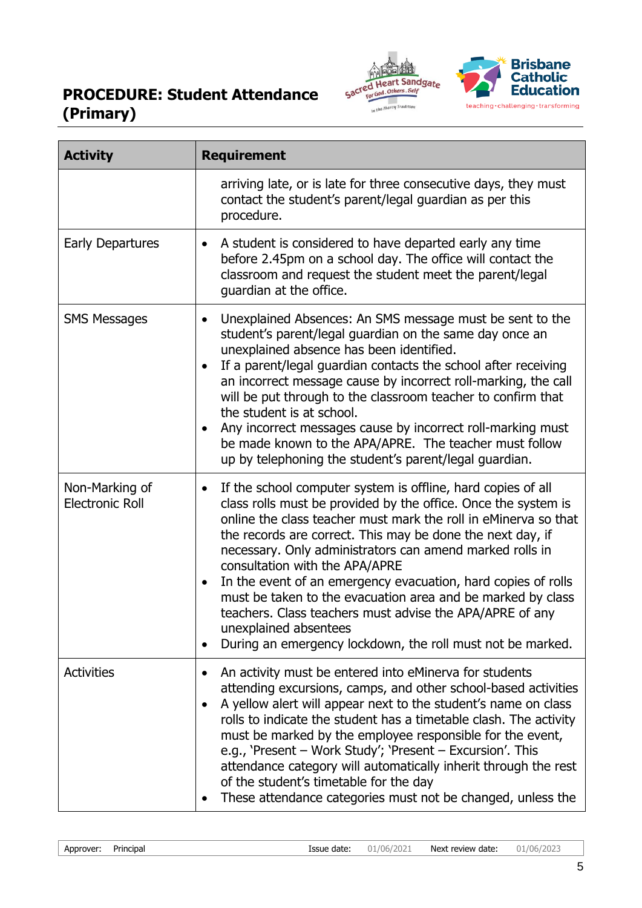| Activity | Requirement |
|---|---|
| | arriving late, or is late for three consecutive days, they must contact the student's parent/legal guardian as per this procedure. |
| Early Departures | • A student is considered to have departed early any time before 2.45pm on a school day. The office will contact the classroom and request the student meet the parent/legal guardian at the office. |
| SMS Messages | • Unexplained Absences: An SMS message must be sent to the student's parent/legal guardian on the same day once an unexplained absence has been identified.<br>• If a parent/legal guardian contacts the school after receiving an incorrect message cause by incorrect roll-marking, the call will be put through to the classroom teacher to confirm that the student is at school.<br>• Any incorrect messages cause by incorrect roll-marking must be made known to the APA/APRE. The teacher must follow up by telephoning the student's parent/legal guardian. |
| Non-Marking of Electronic Roll | • If the school computer system is offline, hard copies of all class rolls must be provided by the office. Once the system is online the class teacher must mark the roll in eMinerva so that the records are correct. This may be done the next day, if necessary. Only administrators can amend marked rolls in consultation with the APA/APRE<br>• In the event of an emergency evacuation, hard copies of rolls must be taken to the evacuation area and be marked by class teachers. Class teachers must advise the APA/APRE of any unexplained absentees<br>• During an emergency lockdown, the roll must not be marked. |
| Activities | • An activity must be entered into eMinerva for students attending excursions, camps, and other school-based activities<br>• A yellow alert will appear next to the student's name on class rolls to indicate the student has a timetable clash. The activity must be marked by the employee responsible for the event, e.g., 'Present – Work Study'; 'Present – Excursion'. This attendance category will automatically inherit through the rest of the student's timetable for the day<br>• These attendance categories must not be changed, unless the |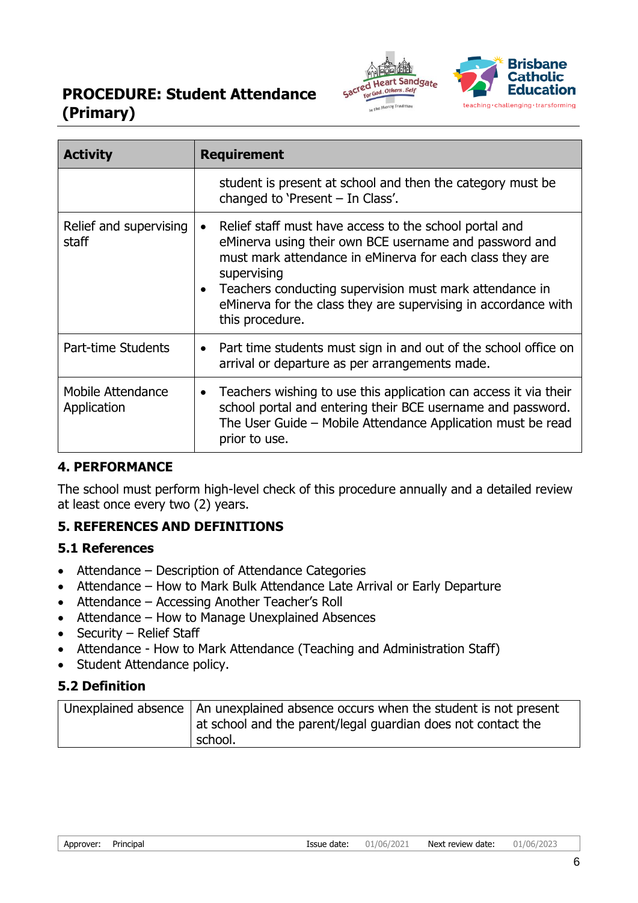| Activity | Requirement |
|---|---|
| | student is present at school and then the category must be changed to 'Present – In Class'. |
| Relief and supervising staff | • Relief staff must have access to the school portal and eMinerva using their own BCE username and password and must mark attendance in eMinerva for each class they are supervising<br>• Teachers conducting supervision must mark attendance in eMinerva for the class they are supervising in accordance with this procedure. |
| Part-time Students | • Part time students must sign in and out of the school office on arrival or departure as per arrangements made. |
| Mobile Attendance Application | • Teachers wishing to use this application can access it via their school portal and entering their BCE username and password. The User Guide – Mobile Attendance Application must be read prior to use. |

## 4. PERFORMANCE

The school must perform high-level check of this procedure annually and a detailed review at least once every two (2) years.

## 5. REFERENCES AND DEFINITIONS

### 5.1 References

- Attendance – Description of Attendance Categories
- Attendance – How to Mark Bulk Attendance Late Arrival or Early Departure
- Attendance – Accessing Another Teacher's Roll
- Attendance – How to Manage Unexplained Absences
- Security – Relief Staff
- Attendance - How to Mark Attendance (Teaching and Administration Staff)
- Student Attendance policy.

### 5.2 Definition

| | |
|---|---|
| Unexplained absence | An unexplained absence occurs when the student is not present at school and the parent/legal guardian does not contact the school. |